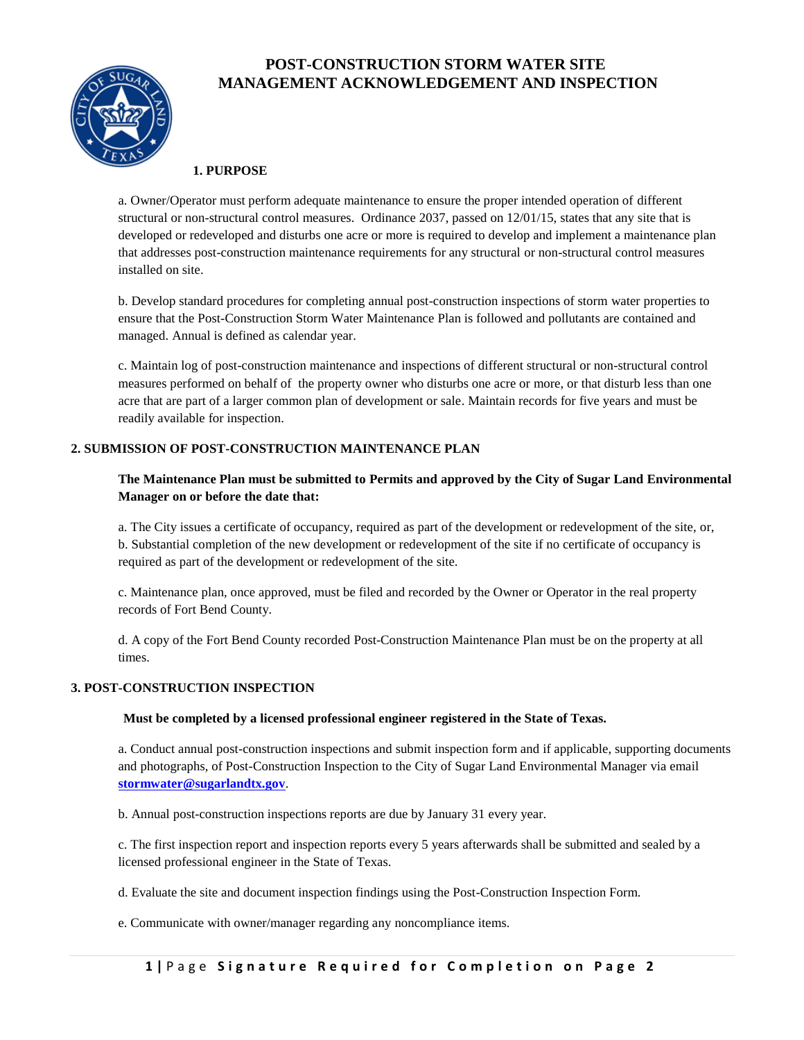# POST-CONSTRUCTION STORM WATER SITE MANAGEMENT ACKNOWLEDGEMENT AND INSPECTION

## 1. PURPOSE

a. Owner/Operator must perform adequate maintenance to ensure the proper intended operation of different structural or non-structural control measures. Ordinance 2037, passed on 12/01/15, states that any site that is developed or redeveloped and disturbs one acre or more is required to develop and implement a maintenance plan that addresses post-construction maintenance requirements for any structural or non-structural control measures installed on site.

b. Develop standard procedures for completing annual post-construction inspections of storm water properties to ensure that the Post-Construction Storm Water Maintenance Plan is followed and pollutants are contained and managed. Annual is defined as calendar year.

c. Maintain log of post-construction maintenance and inspections of different structural or non-structural control measures performed on behalf of the property owner who disturbs one acre or more, or that disturb less than one acre that are part of a larger common plan of development or sale. Maintain records for five years and must be readily available for inspection.

## 2. SUBMISSION OF POST-CONSTRUCTION MAINTENANCE PLAN

**The Maintenance Plan must be submitted to Permits and approved by the City of Sugar Land Environmental Manager on or before the date that:**

a. The City issues a certificate of occupancy, required as part of the development or redevelopment of the site, or,
b. Substantial completion of the new development or redevelopment of the site if no certificate of occupancy is required as part of the development or redevelopment of the site.

c. Maintenance plan, once approved, must be filed and recorded by the Owner or Operator in the real property records of Fort Bend County.

d. A copy of the Fort Bend County recorded Post-Construction Maintenance Plan must be on the property at all times.

## 3. POST-CONSTRUCTION INSPECTION

**Must be completed by a licensed professional engineer registered in the State of Texas.**

a. Conduct annual post-construction inspections and submit inspection form and if applicable, supporting documents and photographs, of Post-Construction Inspection to the City of Sugar Land Environmental Manager via email **stormwater@sugarlandtx.gov**.

b. Annual post-construction inspections reports are due by January 31 every year.

c. The first inspection report and inspection reports every 5 years afterwards shall be submitted and sealed by a licensed professional engineer in the State of Texas.

d. Evaluate the site and document inspection findings using the Post-Construction Inspection Form.

e. Communicate with owner/manager regarding any noncompliance items.

**Signature Required for Completion on Page 2**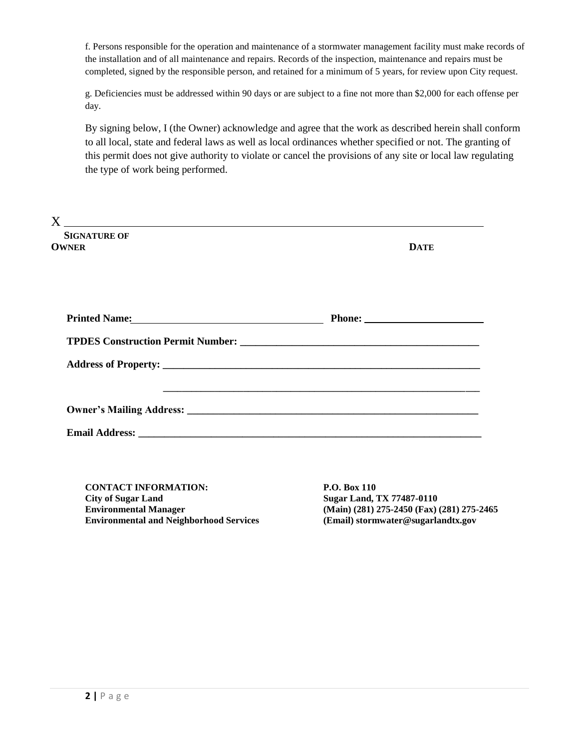f. Persons responsible for the operation and maintenance of a stormwater management facility must make records of the installation and of all maintenance and repairs. Records of the inspection, maintenance and repairs must be completed, signed by the responsible person, and retained for a minimum of 5 years, for review upon City request.

g. Deficiencies must be addressed within 90 days or are subject to a fine not more than $2,000 for each offense per day.

By signing below, I (the Owner) acknowledge and agree that the work as described herein shall conform to all local, state and federal laws as well as local ordinances whether specified or not. The granting of this permit does not give authority to violate or cancel the provisions of any site or local law regulating the type of work being performed.

X ______________________________________________________________________

**SIGNATURE OF OWNER** **DATE**

**Printed Name:** ______________________________ **Phone:** ____________________

**TPDES Construction Permit Number:** ______________________________________

**Address of Property:** ________________________________________________

________________________________________________

**Owner's Mailing Address:** ____________________________________________

**Email Address:** ______________________________________________________

**CONTACT INFORMATION:**
**City of Sugar Land**
**Environmental Manager**
**Environmental and Neighborhood Services**

**P.O. Box 110**
**Sugar Land, TX 77487-0110**
**(Main) (281) 275-2450 (Fax) (281) 275-2465**
**(Email) stormwater@sugarlandtx.gov**